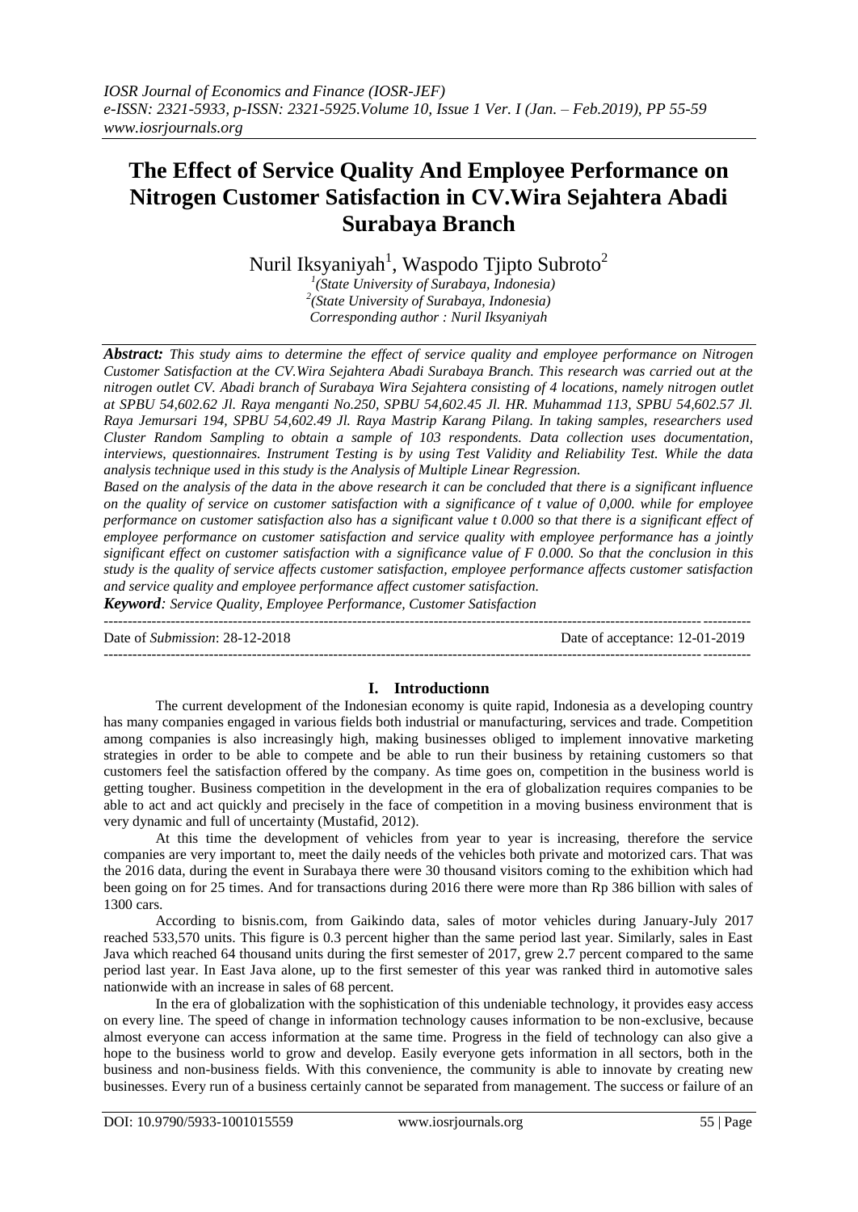# The Effect of Service Quality And Employee Performance on Nitrogen Customer Satisfaction in CV.Wira Sejahtera Abadi Surabaya Branch

Nuril Iksyaniyah[1], Waspodo Tjipto Subroto[2]

[1](State University of Surabaya, Indonesia)
[2](State University of Surabaya, Indonesia)
*Corresponding author : Nuril Iksyaniyah*

***Abstract:*** *This study aims to determine the effect of service quality and employee performance on Nitrogen Customer Satisfaction at the CV.Wira Sejahtera Abadi Surabaya Branch. This research was carried out at the nitrogen outlet CV. Abadi branch of Surabaya Wira Sejahtera consisting of 4 locations, namely nitrogen outlet at SPBU 54,602.62 Jl. Raya menganti No.250, SPBU 54,602.45 Jl. HR. Muhammad 113, SPBU 54,602.57 Jl. Raya Jemursari 194, SPBU 54,602.49 Jl. Raya Mastrip Karang Pilang. In taking samples, researchers used Cluster Random Sampling to obtain a sample of 103 respondents. Data collection uses documentation, interviews, questionnaires. Instrument Testing is by using Test Validity and Reliability Test. While the data analysis technique used in this study is the Analysis of Multiple Linear Regression.*

*Based on the analysis of the data in the above research it can be concluded that there is a significant influence on the quality of service on customer satisfaction with a significance of t value of 0,000. while for employee performance on customer satisfaction also has a significant value t 0.000 so that there is a significant effect of employee performance on customer satisfaction and service quality with employee performance has a jointly significant effect on customer satisfaction with a significance value of F 0.000. So that the conclusion in this study is the quality of service affects customer satisfaction, employee performance affects customer satisfaction and service quality and employee performance affect customer satisfaction.*

***Keyword****: Service Quality, Employee Performance, Customer Satisfaction*

---

Date of *Submission*: 28-12-2018 Date of acceptance: 12-01-2019

---

## I. Introductionn

The current development of the Indonesian economy is quite rapid, Indonesia as a developing country has many companies engaged in various fields both industrial or manufacturing, services and trade. Competition among companies is also increasingly high, making businesses obliged to implement innovative marketing strategies in order to be able to compete and be able to run their business by retaining customers so that customers feel the satisfaction offered by the company. As time goes on, competition in the business world is getting tougher. Business competition in the development in the era of globalization requires companies to be able to act and act quickly and precisely in the face of competition in a moving business environment that is very dynamic and full of uncertainty (Mustafid, 2012).

At this time the development of vehicles from year to year is increasing, therefore the service companies are very important to, meet the daily needs of the vehicles both private and motorized cars. That was the 2016 data, during the event in Surabaya there were 30 thousand visitors coming to the exhibition which had been going on for 25 times. And for transactions during 2016 there were more than Rp 386 billion with sales of 1300 cars.

According to bisnis.com, from Gaikindo data, sales of motor vehicles during January-July 2017 reached 533,570 units. This figure is 0.3 percent higher than the same period last year. Similarly, sales in East Java which reached 64 thousand units during the first semester of 2017, grew 2.7 percent compared to the same period last year. In East Java alone, up to the first semester of this year was ranked third in automotive sales nationwide with an increase in sales of 68 percent.

In the era of globalization with the sophistication of this undeniable technology, it provides easy access on every line. The speed of change in information technology causes information to be non-exclusive, because almost everyone can access information at the same time. Progress in the field of technology can also give a hope to the business world to grow and develop. Easily everyone gets information in all sectors, both in the business and non-business fields. With this convenience, the community is able to innovate by creating new businesses. Every run of a business certainly cannot be separated from management. The success or failure of an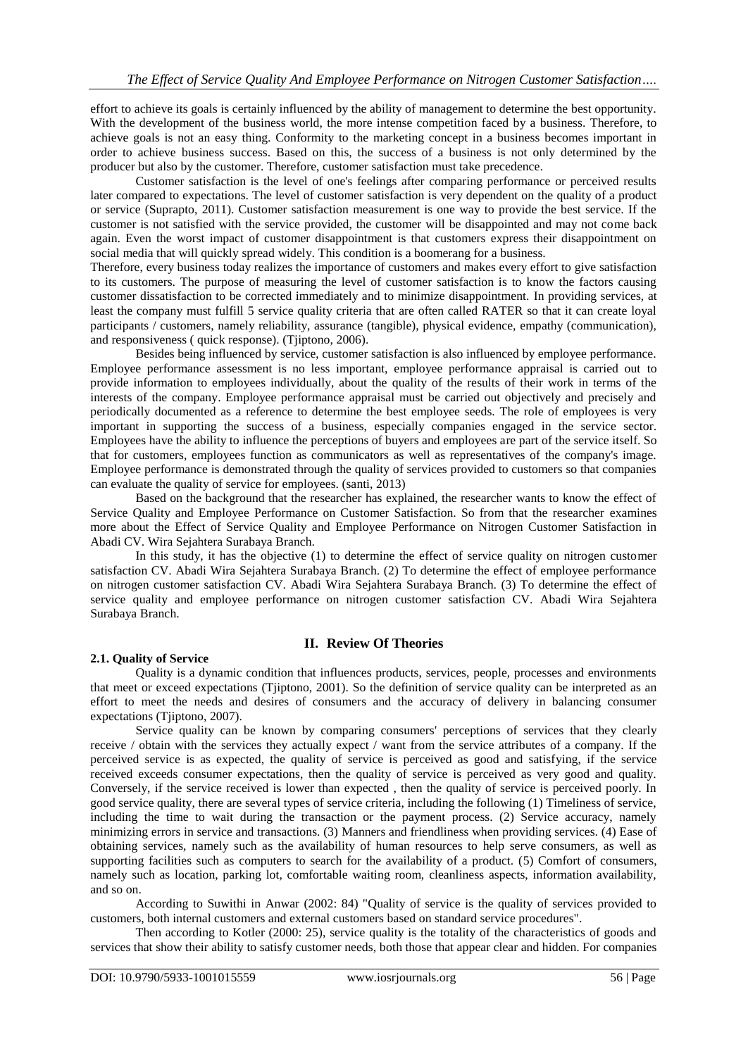effort to achieve its goals is certainly influenced by the ability of management to determine the best opportunity. With the development of the business world, the more intense competition faced by a business. Therefore, to achieve goals is not an easy thing. Conformity to the marketing concept in a business becomes important in order to achieve business success. Based on this, the success of a business is not only determined by the producer but also by the customer. Therefore, customer satisfaction must take precedence.

Customer satisfaction is the level of one's feelings after comparing performance or perceived results later compared to expectations. The level of customer satisfaction is very dependent on the quality of a product or service (Suprapto, 2011). Customer satisfaction measurement is one way to provide the best service. If the customer is not satisfied with the service provided, the customer will be disappointed and may not come back again. Even the worst impact of customer disappointment is that customers express their disappointment on social media that will quickly spread widely. This condition is a boomerang for a business.

Therefore, every business today realizes the importance of customers and makes every effort to give satisfaction to its customers. The purpose of measuring the level of customer satisfaction is to know the factors causing customer dissatisfaction to be corrected immediately and to minimize disappointment. In providing services, at least the company must fulfill 5 service quality criteria that are often called RATER so that it can create loyal participants / customers, namely reliability, assurance (tangible), physical evidence, empathy (communication), and responsiveness ( quick response). (Tjiptono, 2006).

Besides being influenced by service, customer satisfaction is also influenced by employee performance. Employee performance assessment is no less important, employee performance appraisal is carried out to provide information to employees individually, about the quality of the results of their work in terms of the interests of the company. Employee performance appraisal must be carried out objectively and precisely and periodically documented as a reference to determine the best employee seeds. The role of employees is very important in supporting the success of a business, especially companies engaged in the service sector. Employees have the ability to influence the perceptions of buyers and employees are part of the service itself. So that for customers, employees function as communicators as well as representatives of the company's image. Employee performance is demonstrated through the quality of services provided to customers so that companies can evaluate the quality of service for employees. (santi, 2013)

Based on the background that the researcher has explained, the researcher wants to know the effect of Service Quality and Employee Performance on Customer Satisfaction. So from that the researcher examines more about the Effect of Service Quality and Employee Performance on Nitrogen Customer Satisfaction in Abadi CV. Wira Sejahtera Surabaya Branch.

In this study, it has the objective (1) to determine the effect of service quality on nitrogen customer satisfaction CV. Abadi Wira Sejahtera Surabaya Branch. (2) To determine the effect of employee performance on nitrogen customer satisfaction CV. Abadi Wira Sejahtera Surabaya Branch. (3) To determine the effect of service quality and employee performance on nitrogen customer satisfaction CV. Abadi Wira Sejahtera Surabaya Branch.

## II. Review Of Theories

### 2.1. Quality of Service

Quality is a dynamic condition that influences products, services, people, processes and environments that meet or exceed expectations (Tjiptono, 2001). So the definition of service quality can be interpreted as an effort to meet the needs and desires of consumers and the accuracy of delivery in balancing consumer expectations (Tjiptono, 2007).

Service quality can be known by comparing consumers' perceptions of services that they clearly receive / obtain with the services they actually expect / want from the service attributes of a company. If the perceived service is as expected, the quality of service is perceived as good and satisfying, if the service received exceeds consumer expectations, then the quality of service is perceived as very good and quality. Conversely, if the service received is lower than expected , then the quality of service is perceived poorly. In good service quality, there are several types of service criteria, including the following (1) Timeliness of service, including the time to wait during the transaction or the payment process. (2) Service accuracy, namely minimizing errors in service and transactions. (3) Manners and friendliness when providing services. (4) Ease of obtaining services, namely such as the availability of human resources to help serve consumers, as well as supporting facilities such as computers to search for the availability of a product. (5) Comfort of consumers, namely such as location, parking lot, comfortable waiting room, cleanliness aspects, information availability, and so on.

According to Suwithi in Anwar (2002: 84) "Quality of service is the quality of services provided to customers, both internal customers and external customers based on standard service procedures".

Then according to Kotler (2000: 25), service quality is the totality of the characteristics of goods and services that show their ability to satisfy customer needs, both those that appear clear and hidden. For companies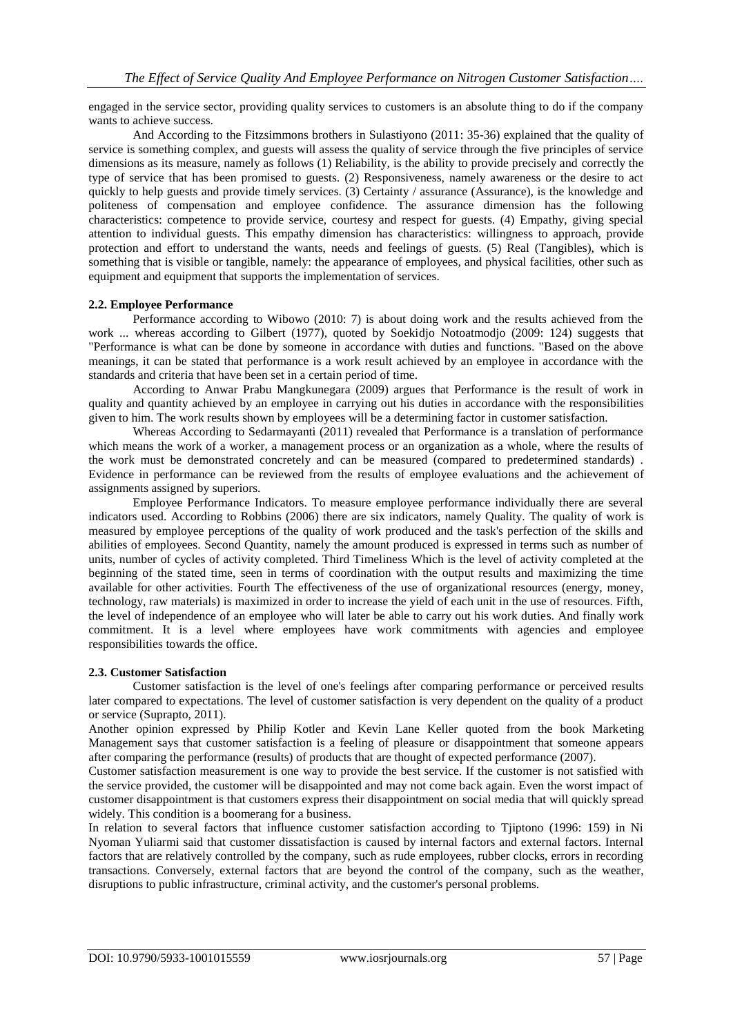engaged in the service sector, providing quality services to customers is an absolute thing to do if the company wants to achieve success.

And According to the Fitzsimmons brothers in Sulastiyono (2011: 35-36) explained that the quality of service is something complex, and guests will assess the quality of service through the five principles of service dimensions as its measure, namely as follows (1) Reliability, is the ability to provide precisely and correctly the type of service that has been promised to guests. (2) Responsiveness, namely awareness or the desire to act quickly to help guests and provide timely services. (3) Certainty / assurance (Assurance), is the knowledge and politeness of compensation and employee confidence. The assurance dimension has the following characteristics: competence to provide service, courtesy and respect for guests. (4) Empathy, giving special attention to individual guests. This empathy dimension has characteristics: willingness to approach, provide protection and effort to understand the wants, needs and feelings of guests. (5) Real (Tangibles), which is something that is visible or tangible, namely: the appearance of employees, and physical facilities, other such as equipment and equipment that supports the implementation of services.

### 2.2. Employee Performance

Performance according to Wibowo (2010: 7) is about doing work and the results achieved from the work ... whereas according to Gilbert (1977), quoted by Soekidjo Notoatmodjo (2009: 124) suggests that "Performance is what can be done by someone in accordance with duties and functions. "Based on the above meanings, it can be stated that performance is a work result achieved by an employee in accordance with the standards and criteria that have been set in a certain period of time.

According to Anwar Prabu Mangkunegara (2009) argues that Performance is the result of work in quality and quantity achieved by an employee in carrying out his duties in accordance with the responsibilities given to him. The work results shown by employees will be a determining factor in customer satisfaction.

Whereas According to Sedarmayanti (2011) revealed that Performance is a translation of performance which means the work of a worker, a management process or an organization as a whole, where the results of the work must be demonstrated concretely and can be measured (compared to predetermined standards) . Evidence in performance can be reviewed from the results of employee evaluations and the achievement of assignments assigned by superiors.

Employee Performance Indicators. To measure employee performance individually there are several indicators used. According to Robbins (2006) there are six indicators, namely Quality. The quality of work is measured by employee perceptions of the quality of work produced and the task's perfection of the skills and abilities of employees. Second Quantity, namely the amount produced is expressed in terms such as number of units, number of cycles of activity completed. Third Timeliness Which is the level of activity completed at the beginning of the stated time, seen in terms of coordination with the output results and maximizing the time available for other activities. Fourth The effectiveness of the use of organizational resources (energy, money, technology, raw materials) is maximized in order to increase the yield of each unit in the use of resources. Fifth, the level of independence of an employee who will later be able to carry out his work duties. And finally work commitment. It is a level where employees have work commitments with agencies and employee responsibilities towards the office.

### 2.3. Customer Satisfaction

Customer satisfaction is the level of one's feelings after comparing performance or perceived results later compared to expectations. The level of customer satisfaction is very dependent on the quality of a product or service (Suprapto, 2011).

Another opinion expressed by Philip Kotler and Kevin Lane Keller quoted from the book Marketing Management says that customer satisfaction is a feeling of pleasure or disappointment that someone appears after comparing the performance (results) of products that are thought of expected performance (2007).

Customer satisfaction measurement is one way to provide the best service. If the customer is not satisfied with the service provided, the customer will be disappointed and may not come back again. Even the worst impact of customer disappointment is that customers express their disappointment on social media that will quickly spread widely. This condition is a boomerang for a business.

In relation to several factors that influence customer satisfaction according to Tjiptono (1996: 159) in Ni Nyoman Yuliarmi said that customer dissatisfaction is caused by internal factors and external factors. Internal factors that are relatively controlled by the company, such as rude employees, rubber clocks, errors in recording transactions. Conversely, external factors that are beyond the control of the company, such as the weather, disruptions to public infrastructure, criminal activity, and the customer's personal problems.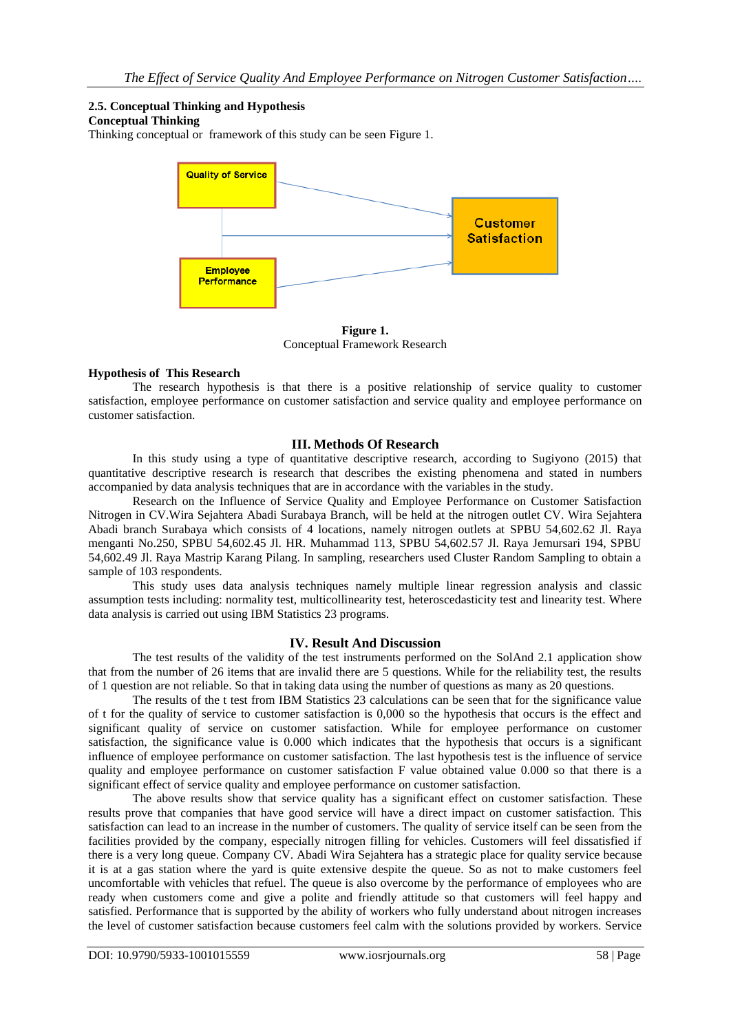### 2.5. Conceptual Thinking and Hypothesis

**Conceptual Thinking**

Thinking conceptual or framework of this study can be seen Figure 1.

**Figure 1.**
Conceptual Framework Research

**Hypothesis of This Research**

The research hypothesis is that there is a positive relationship of service quality to customer satisfaction, employee performance on customer satisfaction and service quality and employee performance on customer satisfaction.

## III. Methods Of Research

In this study using a type of quantitative descriptive research, according to Sugiyono (2015) that quantitative descriptive research is research that describes the existing phenomena and stated in numbers accompanied by data analysis techniques that are in accordance with the variables in the study.

Research on the Influence of Service Quality and Employee Performance on Customer Satisfaction Nitrogen in CV.Wira Sejahtera Abadi Surabaya Branch, will be held at the nitrogen outlet CV. Wira Sejahtera Abadi branch Surabaya which consists of 4 locations, namely nitrogen outlets at SPBU 54,602.62 Jl. Raya menganti No.250, SPBU 54,602.45 Jl. HR. Muhammad 113, SPBU 54,602.57 Jl. Raya Jemursari 194, SPBU 54,602.49 Jl. Raya Mastrip Karang Pilang. In sampling, researchers used Cluster Random Sampling to obtain a sample of 103 respondents.

This study uses data analysis techniques namely multiple linear regression analysis and classic assumption tests including: normality test, multicollinearity test, heteroscedasticity test and linearity test. Where data analysis is carried out using IBM Statistics 23 programs.

## IV. Result And Discussion

The test results of the validity of the test instruments performed on the SolAnd 2.1 application show that from the number of 26 items that are invalid there are 5 questions. While for the reliability test, the results of 1 question are not reliable. So that in taking data using the number of questions as many as 20 questions.

The results of the t test from IBM Statistics 23 calculations can be seen that for the significance value of t for the quality of service to customer satisfaction is 0,000 so the hypothesis that occurs is the effect and significant quality of service on customer satisfaction. While for employee performance on customer satisfaction, the significance value is 0.000 which indicates that the hypothesis that occurs is a significant influence of employee performance on customer satisfaction. The last hypothesis test is the influence of service quality and employee performance on customer satisfaction F value obtained value 0.000 so that there is a significant effect of service quality and employee performance on customer satisfaction.

The above results show that service quality has a significant effect on customer satisfaction. These results prove that companies that have good service will have a direct impact on customer satisfaction. This satisfaction can lead to an increase in the number of customers. The quality of service itself can be seen from the facilities provided by the company, especially nitrogen filling for vehicles. Customers will feel dissatisfied if there is a very long queue. Company CV. Abadi Wira Sejahtera has a strategic place for quality service because it is at a gas station where the yard is quite extensive despite the queue. So as not to make customers feel uncomfortable with vehicles that refuel. The queue is also overcome by the performance of employees who are ready when customers come and give a polite and friendly attitude so that customers will feel happy and satisfied. Performance that is supported by the ability of workers who fully understand about nitrogen increases the level of customer satisfaction because customers feel calm with the solutions provided by workers. Service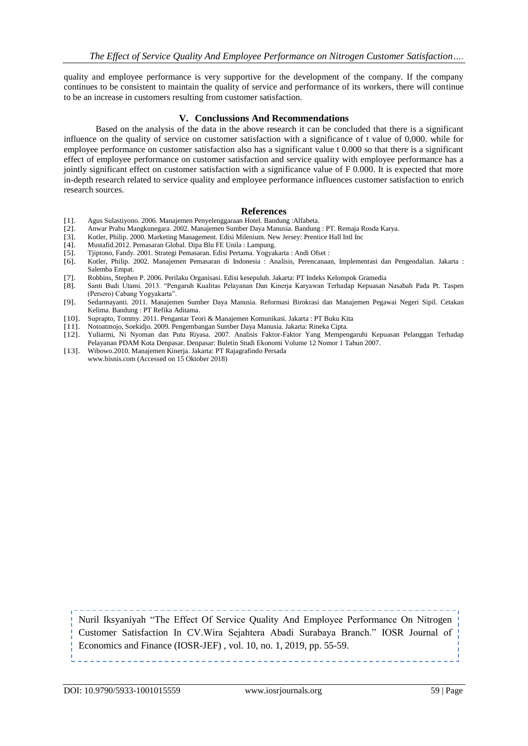quality and employee performance is very supportive for the development of the company. If the company continues to be consistent to maintain the quality of service and performance of its workers, there will continue to be an increase in customers resulting from customer satisfaction.

## V. Conclussions And Recommendations

Based on the analysis of the data in the above research it can be concluded that there is a significant influence on the quality of service on customer satisfaction with a significance of t value of 0,000. while for employee performance on customer satisfaction also has a significant value t 0.000 so that there is a significant effect of employee performance on customer satisfaction and service quality with employee performance has a jointly significant effect on customer satisfaction with a significance value of F 0.000. It is expected that more in-depth research related to service quality and employee performance influences customer satisfaction to enrich research sources.

## References

[1]. Agus Sulastiyono. 2006. Manajemen Penyelenggaraan Hotel. Bandung :Alfabeta.
[2]. Anwar Prabu Mangkunegara. 2002. Manajemen Sumber Daya Manusia. Bandung : PT. Remaja Rosda Karya.
[3]. Kotler, Philip. 2000. Marketing Management. Edisi Milenium. New Jersey: Prentice Hall Intl Inc
[4]. Mustafid.2012. Pemasaran Global. Dipa Blu FE Unila : Lampung.
[5]. Tjiptono, Fandy. 2001. Strategi Pemasaran. Edisi Pertama. Yogyakarta : Andi Ofset :
[6]. Kotler, Philip. 2002. Manajemen Pemasaran di Indonesia : Analisis, Perencanaan, Implementasi dan Pengendalian. Jakarta : Salemba Empat.
[7]. Robbins, Stephen P. 2006. Perilaku Organisasi. Edisi kesepuluh. Jakarta: PT Indeks Kelompok Gramedia
[8]. Santi Budi Utami. 2013. "Pengaruh Kualitas Pelayanan Dan Kinerja Karyawan Terhadap Kepuasan Nasabah Pada Pt. Taspen (Persero) Cabang Yogyakarta".
[9]. Sedarmayanti. 2011. Manajemen Sumber Daya Manusia. Reformasi Birokrasi dan Manajemen Pegawai Negeri Sipil. Cetakan Kelima. Bandung : PT Refika Aditama.
[10]. Suprapto, Tommy. 2011. Pengantar Teori & Manajemen Komunikasi. Jakarta : PT Buku Kita
[11]. Notoatmojo, Soekidjo. 2009. Pengembangan Sumber Daya Manusia. Jakarta: Rineka Cipta.
[12]. Yuliarmi, Ni Nyoman dan Putu Riyasa. 2007. Analisis Faktor-Faktor Yang Mempengaruhi Kepuasan Pelanggan Terhadap Pelayanan PDAM Kota Denpasar. Denpasar: Buletin Studi Ekonomi Volume 12 Nomor 1 Tahun 2007.
[13]. Wibowo.2010. Manajemen Kinerja. Jakarta: PT Rajagrafindo Persada
www.bisnis.com (Accessed on 15 Oktober 2018)

Nuril Iksyaniyah "The Effect Of Service Quality And Employee Performance On Nitrogen Customer Satisfaction In CV.Wira Sejahtera Abadi Surabaya Branch." IOSR Journal of Economics and Finance (IOSR-JEF) , vol. 10, no. 1, 2019, pp. 55-59.